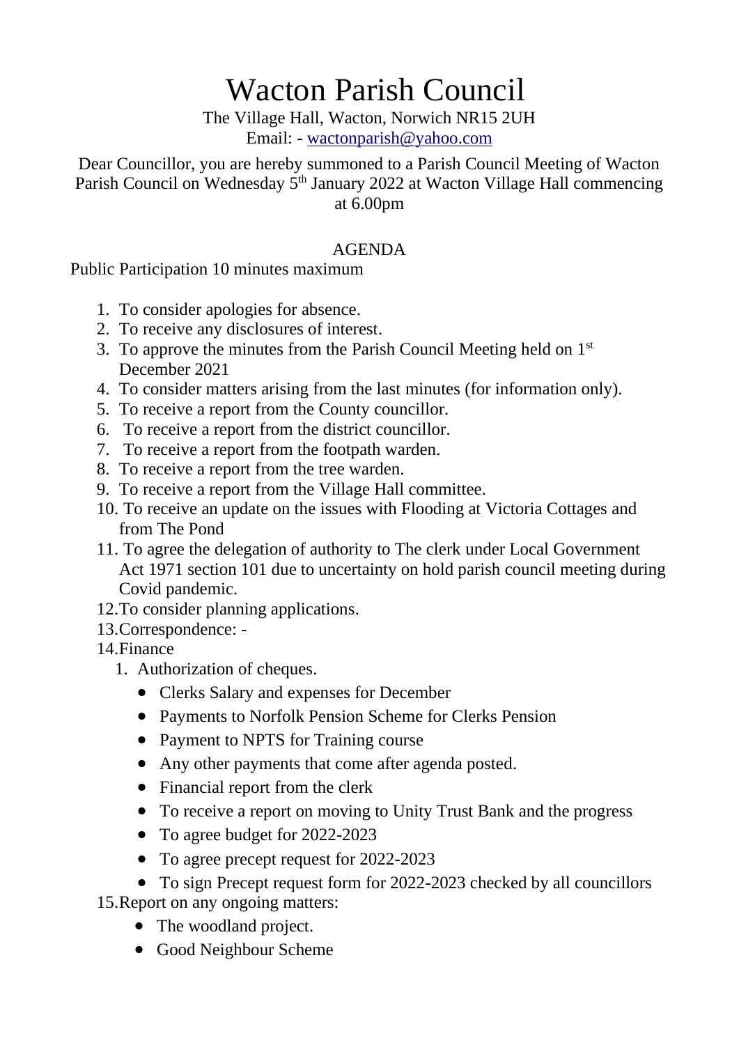# Wacton Parish Council

The Village Hall, Wacton, Norwich NR15 2UH
Email: - wactonparish@yahoo.com

Dear Councillor, you are hereby summoned to a Parish Council Meeting of Wacton Parish Council on Wednesday 5th January 2022 at Wacton Village Hall commencing at 6.00pm

## AGENDA

Public Participation 10 minutes maximum

1. To consider apologies for absence.
2. To receive any disclosures of interest.
3. To approve the minutes from the Parish Council Meeting held on 1st December 2021
4. To consider matters arising from the last minutes (for information only).
5. To receive a report from the County councillor.
6. To receive a report from the district councillor.
7. To receive a report from the footpath warden.
8. To receive a report from the tree warden.
9. To receive a report from the Village Hall committee.
10. To receive an update on the issues with Flooding at Victoria Cottages and from The Pond
11. To agree the delegation of authority to The clerk under Local Government Act 1971 section 101 due to uncertainty on hold parish council meeting during Covid pandemic.
12. To consider planning applications.
13. Correspondence: -
14. Finance
    1. Authorization of cheques.
        - Clerks Salary and expenses for December
        - Payments to Norfolk Pension Scheme for Clerks Pension
        - Payment to NPTS for Training course
        - Any other payments that come after agenda posted.
        - Financial report from the clerk
        - To receive a report on moving to Unity Trust Bank and the progress
        - To agree budget for 2022-2023
        - To agree precept request for 2022-2023
        - To sign Precept request form for 2022-2023 checked by all councillors
15. Report on any ongoing matters:
    - The woodland project.
    - Good Neighbour Scheme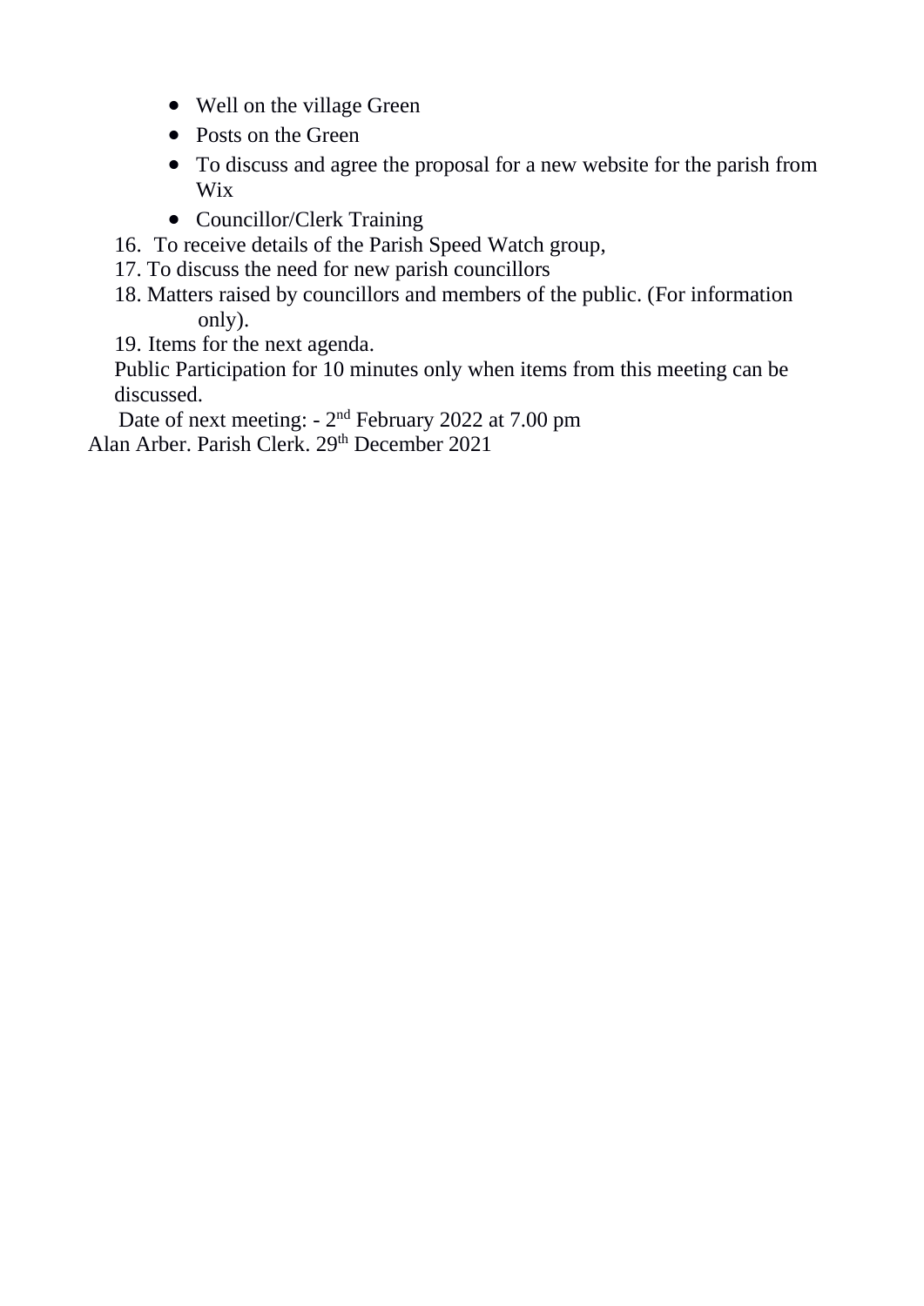- Well on the village Green
- Posts on the Green
- To discuss and agree the proposal for a new website for the parish from Wix
- Councillor/Clerk Training

16. To receive details of the Parish Speed Watch group,
17. To discuss the need for new parish councillors
18. Matters raised by councillors and members of the public. (For information only).
19. Items for the next agenda.

Public Participation for 10 minutes only when items from this meeting can be discussed.

Date of next meeting: - 2nd February 2022 at 7.00 pm

Alan Arber. Parish Clerk. 29th December 2021